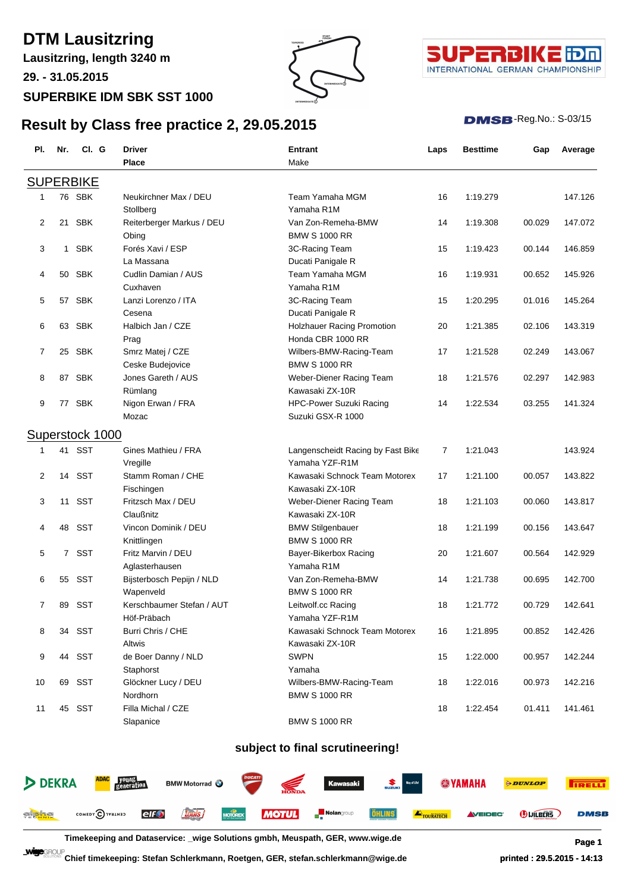# DTM Lausitzring

**Lausitzring, length 3240 m**

**29. - 31.05.2015**

**SUPERBIKE IDM SBK SST 1000**

## Result by Class free practice 2, 29.05.2015

DMSB-Reg.No.: S-03/15

| Pl. | Nr. | Cl. | G | Driver / Place | Entrant / Make | Laps | Besttime | Gap | Average |
|---|---|---|---|---|---|---|---|---|---|
| **SUPERBIKE** | | | | | | | | | |
| 1 | 76 | SBK | | Neukirchner Max / DEU<br>Stollberg | Team Yamaha MGM<br>Yamaha R1M | 16 | 1:19.279 | | 147.126 |
| 2 | 21 | SBK | | Reiterberger Markus / DEU<br>Obing | Van Zon-Remeha-BMW<br>BMW S 1000 RR | 14 | 1:19.308 | 00.029 | 147.072 |
| 3 | 1 | SBK | | Forés Xavi / ESP<br>La Massana | 3C-Racing Team<br>Ducati Panigale R | 15 | 1:19.423 | 00.144 | 146.859 |
| 4 | 50 | SBK | | Cudlin Damian / AUS<br>Cuxhaven | Team Yamaha MGM<br>Yamaha R1M | 16 | 1:19.931 | 00.652 | 145.926 |
| 5 | 57 | SBK | | Lanzi Lorenzo / ITA<br>Cesena | 3C-Racing Team<br>Ducati Panigale R | 15 | 1:20.295 | 01.016 | 145.264 |
| 6 | 63 | SBK | | Halbich Jan / CZE<br>Prag | Holzhauer Racing Promotion<br>Honda CBR 1000 RR | 20 | 1:21.385 | 02.106 | 143.319 |
| 7 | 25 | SBK | | Smrz Matej / CZE<br>Ceske Budejovice | Wilbers-BMW-Racing-Team<br>BMW S 1000 RR | 17 | 1:21.528 | 02.249 | 143.067 |
| 8 | 87 | SBK | | Jones Gareth / AUS<br>Rümlang | Weber-Diener Racing Team<br>Kawasaki ZX-10R | 18 | 1:21.576 | 02.297 | 142.983 |
| 9 | 77 | SBK | | Nigon Erwan / FRA<br>Mozac | HPC-Power Suzuki Racing<br>Suzuki GSX-R 1000 | 14 | 1:22.534 | 03.255 | 141.324 |
| **Superstock 1000** | | | | | | | | | |
| 1 | 41 | SST | | Gines Mathieu / FRA<br>Vregille | Langenscheidt Racing by Fast Bike<br>Yamaha YZF-R1M | 7 | 1:21.043 | | 143.924 |
| 2 | 14 | SST | | Stamm Roman / CHE<br>Fischingen | Kawasaki Schnock Team Motorex<br>Kawasaki ZX-10R | 17 | 1:21.100 | 00.057 | 143.822 |
| 3 | 11 | SST | | Fritzsch Max / DEU<br>Claußnitz | Weber-Diener Racing Team<br>Kawasaki ZX-10R | 18 | 1:21.103 | 00.060 | 143.817 |
| 4 | 48 | SST | | Vincon Dominik / DEU<br>Knittlingen | BMW Stilgenbauer<br>BMW S 1000 RR | 18 | 1:21.199 | 00.156 | 143.647 |
| 5 | 7 | SST | | Fritz Marvin / DEU<br>Aglasterhausen | Bayer-Bikerbox Racing<br>Yamaha R1M | 20 | 1:21.607 | 00.564 | 142.929 |
| 6 | 55 | SST | | Bijsterbosch Pepijn / NLD<br>Wapenveld | Van Zon-Remeha-BMW<br>BMW S 1000 RR | 14 | 1:21.738 | 00.695 | 142.700 |
| 7 | 89 | SST | | Kerschbaumer Stefan / AUT<br>Höf-Präbach | Leitwolf.cc Racing<br>Yamaha YZF-R1M | 18 | 1:21.772 | 00.729 | 142.641 |
| 8 | 34 | SST | | Burri Chris / CHE<br>Altwis | Kawasaki Schnock Team Motorex<br>Kawasaki ZX-10R | 16 | 1:21.895 | 00.852 | 142.426 |
| 9 | 44 | SST | | de Boer Danny / NLD<br>Staphorst | SWPN<br>Yamaha | 15 | 1:22.000 | 00.957 | 142.244 |
| 10 | 69 | SST | | Glöckner Lucy / DEU<br>Nordhorn | Wilbers-BMW-Racing-Team<br>BMW S 1000 RR | 18 | 1:22.016 | 00.973 | 142.216 |
| 11 | 45 | SST | | Filla Michal / CZE<br>Slapanice | <br>BMW S 1000 RR | 18 | 1:22.454 | 01.411 | 141.461 |

**subject to final scrutineering!**

**Timekeeping and Dataservice: _wige Solutions gmbh, Meuspath, GER, www.wige.de**

**Chief timekeeping: Stefan Schlerkmann, Roetgen, GER, stefan.schlerkmann@wige.de**

**printed : 29.5.2015 - 14:13**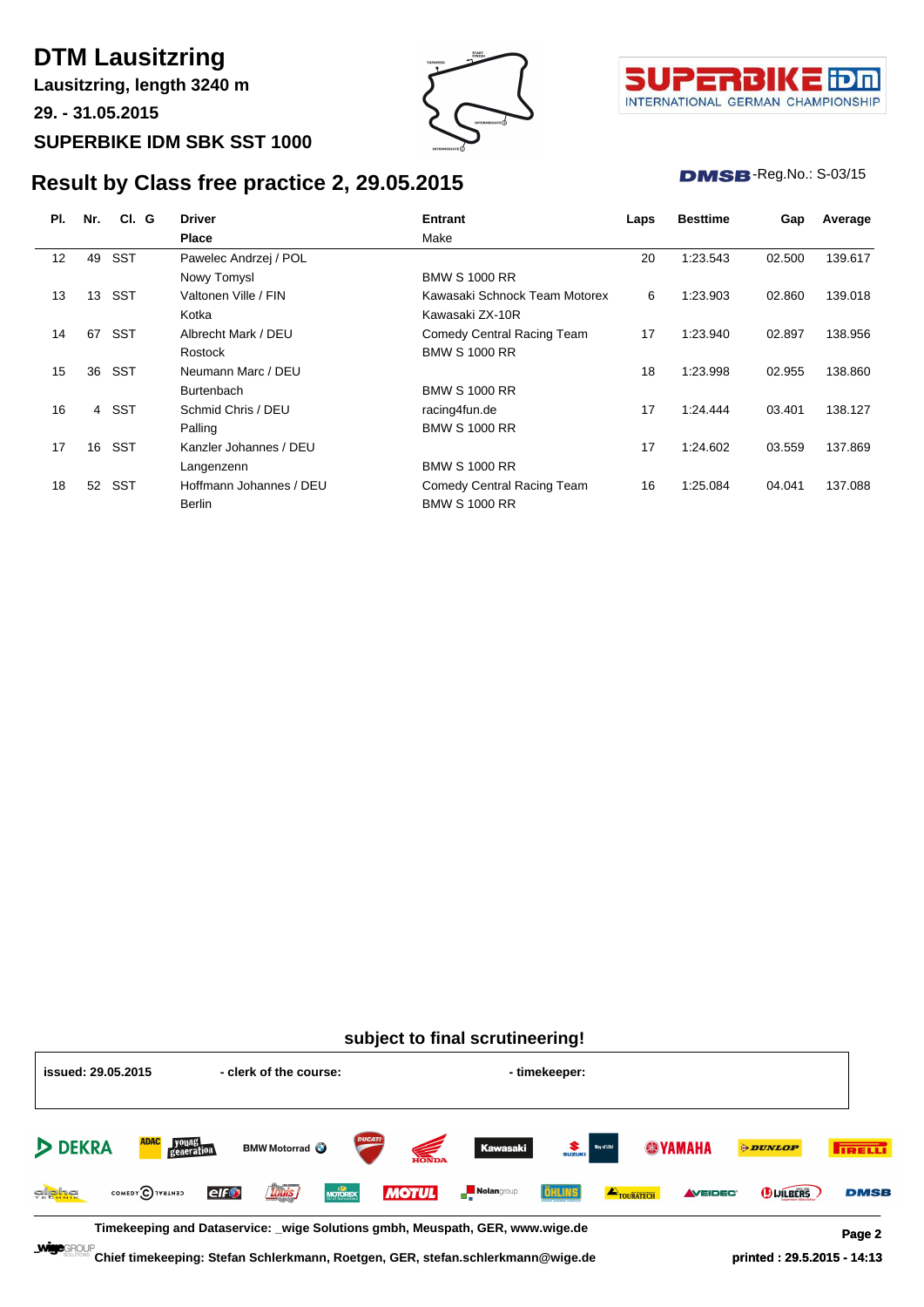# DTM Lausitzring

**Lausitzring, length 3240 m**

**29. - 31.05.2015**

**SUPERBIKE IDM SBK SST 1000**

## Result by Class free practice 2, 29.05.2015

DMSB-Reg.No.: S-03/15

| Pl. | Nr. | Cl. | G | Driver / Place | Entrant / Make | Laps | Besttime | Gap | Average |
|---|---|---|---|---|---|---|---|---|---|
| 12 | 49 | SST | | Pawelec Andrzej / POL<br>Nowy Tomysl | <br>BMW S 1000 RR | 20 | 1:23.543 | 02.500 | 139.617 |
| 13 | 13 | SST | | Valtonen Ville / FIN<br>Kotka | Kawasaki Schnock Team Motorex<br>Kawasaki ZX-10R | 6 | 1:23.903 | 02.860 | 139.018 |
| 14 | 67 | SST | | Albrecht Mark / DEU<br>Rostock | Comedy Central Racing Team<br>BMW S 1000 RR | 17 | 1:23.940 | 02.897 | 138.956 |
| 15 | 36 | SST | | Neumann Marc / DEU<br>Burtenbach | <br>BMW S 1000 RR | 18 | 1:23.998 | 02.955 | 138.860 |
| 16 | 4 | SST | | Schmid Chris / DEU<br>Palling | racing4fun.de<br>BMW S 1000 RR | 17 | 1:24.444 | 03.401 | 138.127 |
| 17 | 16 | SST | | Kanzler Johannes / DEU<br>Langenzenn | <br>BMW S 1000 RR | 17 | 1:24.602 | 03.559 | 137.869 |
| 18 | 52 | SST | | Hoffmann Johannes / DEU<br>Berlin | Comedy Central Racing Team<br>BMW S 1000 RR | 16 | 1:25.084 | 04.041 | 137.088 |

**subject to final scrutineering!**

**issued: 29.05.2015** **- clerk of the course:** **- timekeeper:**

**Timekeeping and Dataservice: _wige Solutions gmbh, Meuspath, GER, www.wige.de**

**Chief timekeeping: Stefan Schlerkmann, Roetgen, GER, stefan.schlerkmann@wige.de**

**printed : 29.5.2015 - 14:13**